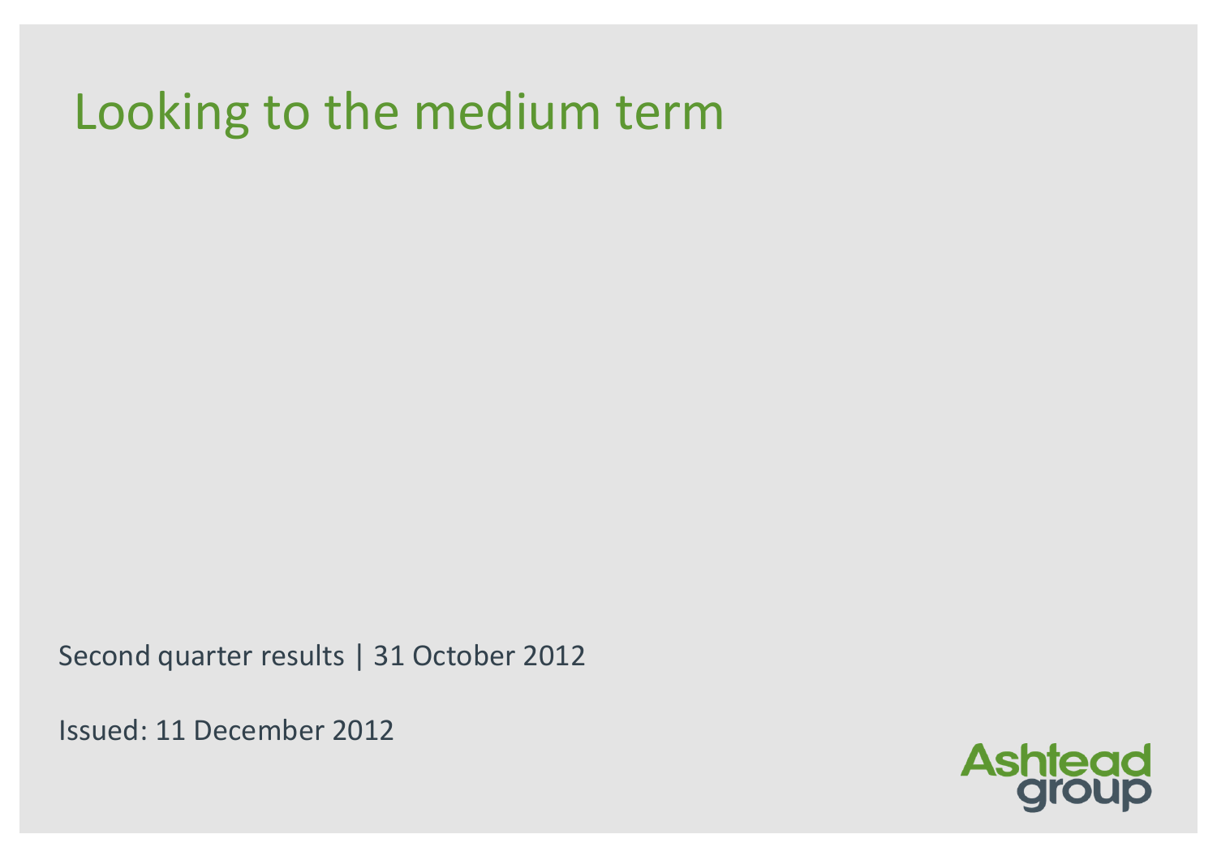# Looking to the medium term

Second quarter results | 31 October 2012

Issued: 11 December 2012

Ashtead group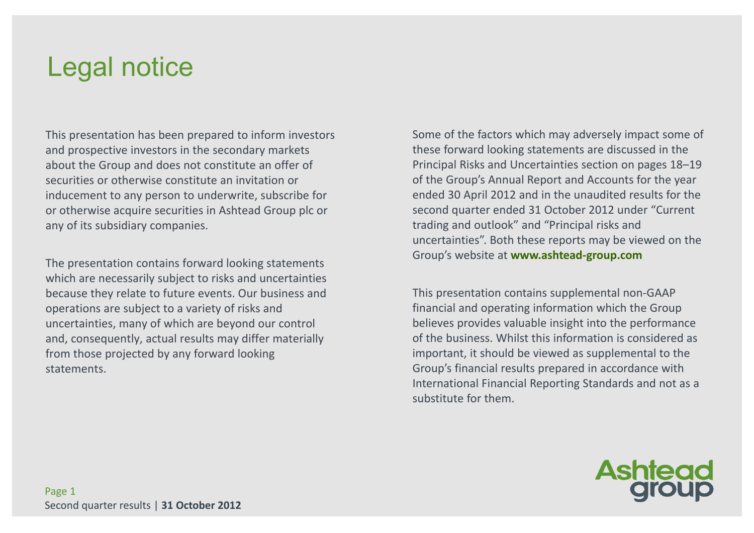# Legal notice

This presentation has been prepared to inform investors and prospective investors in the secondary markets about the Group and does not constitute an offer of securities or otherwise constitute an invitation or inducement to any person to underwrite, subscribe for or otherwise acquire securities in Ashtead Group plc or any of its subsidiary companies.

The presentation contains forward looking statements which are necessarily subject to risks and uncertainties because they relate to future events. Our business and operations are subject to a variety of risks and uncertainties, many of which are beyond our control and, consequently, actual results may differ materially from those projected by any forward looking statements.

Some of the factors which may adversely impact some of these forward looking statements are discussed in the Principal Risks and Uncertainties section on pages 18–19 of the Group's Annual Report and Accounts for the year ended 30 April 2012 and in the unaudited results for the second quarter ended 31 October 2012 under "Current trading and outlook" and "Principal risks and uncertainties". Both these reports may be viewed on the Group's website at **www.ashtead-group.com**

This presentation contains supplemental non-GAAP financial and operating information which the Group believes provides valuable insight into the performance of the business. Whilst this information is considered as important, it should be viewed as supplemental to the Group's financial results prepared in accordance with International Financial Reporting Standards and not as a substitute for them.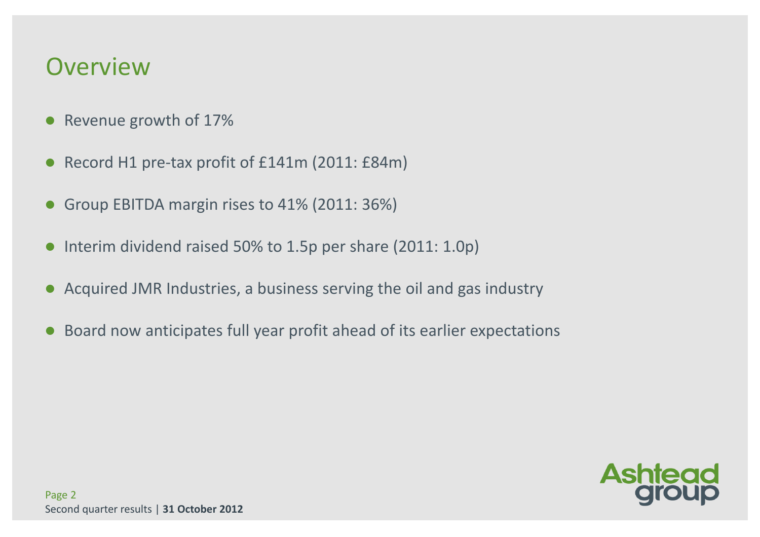# Overview

- Revenue growth of 17%
- Record H1 pre-tax profit of £141m (2011: £84m)
- Group EBITDA margin rises to 41% (2011: 36%)
- Interim dividend raised 50% to 1.5p per share (2011: 1.0p)
- Acquired JMR Industries, a business serving the oil and gas industry
- Board now anticipates full year profit ahead of its earlier expectations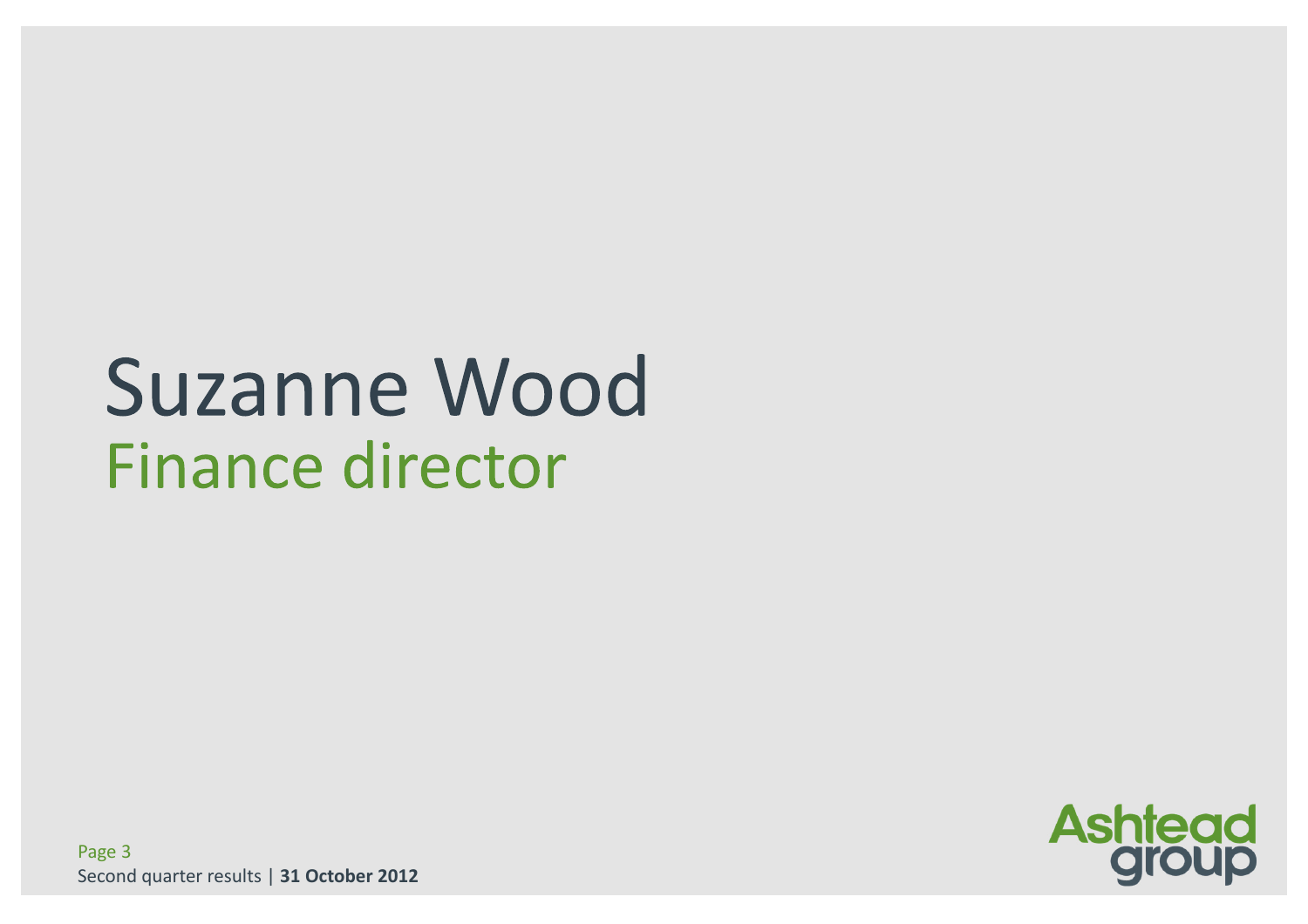# Suzanne Wood

## Finance director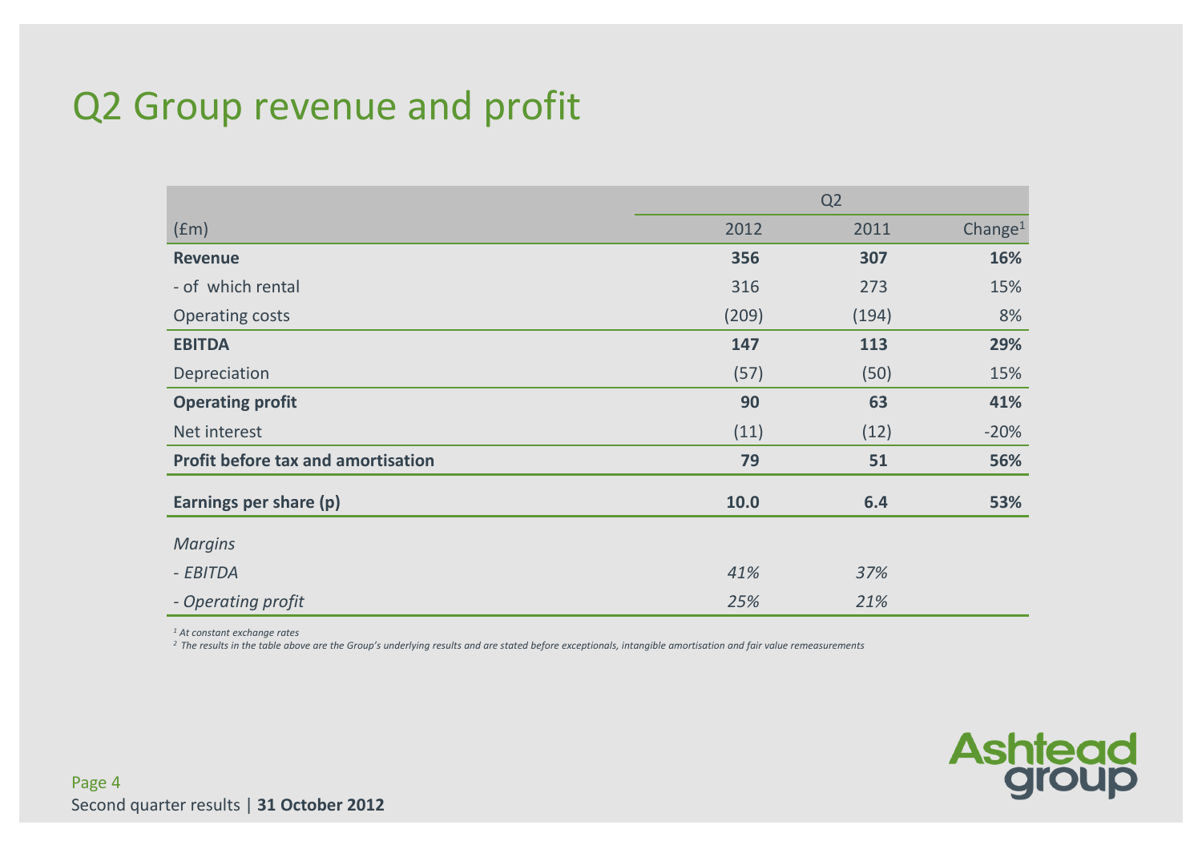# Q2 Group revenue and profit

| | Q2 | | |
|---|---|---|---|
| (£m) | 2012 | 2011 | Change[1] |
| **Revenue** | **356** | **307** | **16%** |
| - of which rental | 316 | 273 | 15% |
| Operating costs | (209) | (194) | 8% |
| **EBITDA** | **147** | **113** | **29%** |
| Depreciation | (57) | (50) | 15% |
| **Operating profit** | **90** | **63** | **41%** |
| Net interest | (11) | (12) | -20% |
| **Profit before tax and amortisation** | **79** | **51** | **56%** |
| **Earnings per share (p)** | **10.0** | **6.4** | **53%** |
| *Margins* | | | |
| *- EBITDA* | *41%* | *37%* | |
| *- Operating profit* | *25%* | *21%* | |

*[1] At constant exchange rates*

*[2] The results in the table above are the Group's underlying results and are stated before exceptionals, intangible amortisation and fair value remeasurements*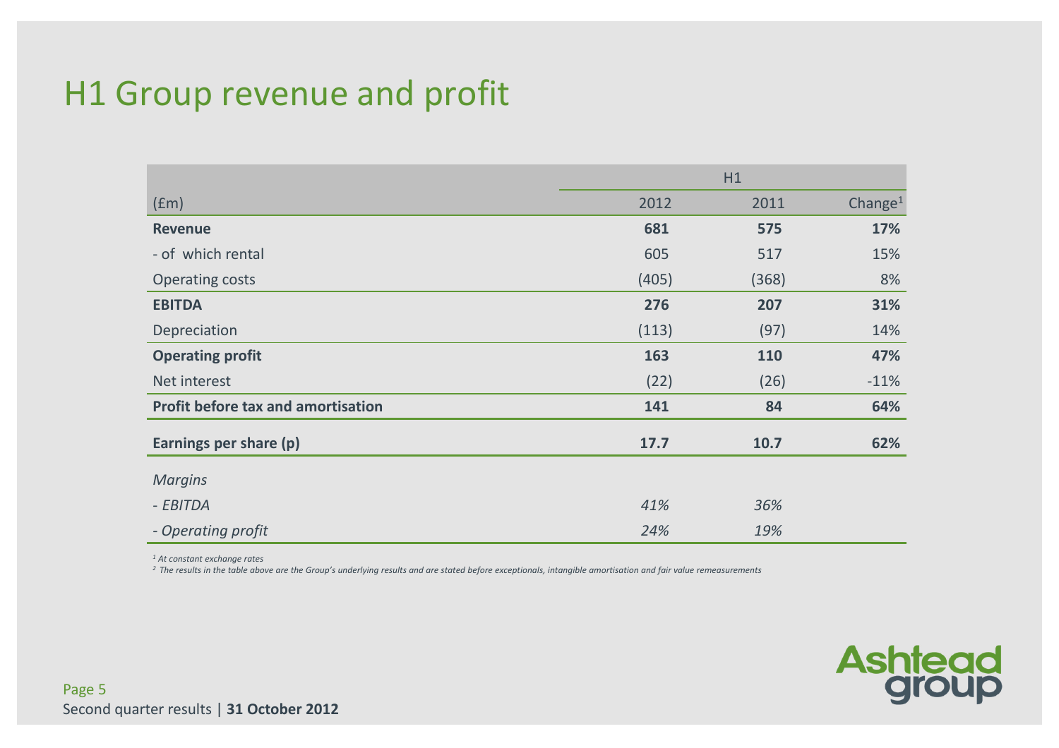# H1 Group revenue and profit

| | H1 | | |
|---|---|---|---|
| (£m) | 2012 | 2011 | Change[1] |
| **Revenue** | **681** | **575** | **17%** |
| - of which rental | 605 | 517 | 15% |
| Operating costs | (405) | (368) | 8% |
| **EBITDA** | **276** | **207** | **31%** |
| Depreciation | (113) | (97) | 14% |
| **Operating profit** | **163** | **110** | **47%** |
| Net interest | (22) | (26) | -11% |
| **Profit before tax and amortisation** | **141** | **84** | **64%** |
| **Earnings per share (p)** | **17.7** | **10.7** | **62%** |
| *Margins* | | | |
| *- EBITDA* | *41%* | *36%* | |
| *- Operating profit* | *24%* | *19%* | |

*[1] At constant exchange rates*

*[2] The results in the table above are the Group's underlying results and are stated before exceptionals, intangible amortisation and fair value remeasurements*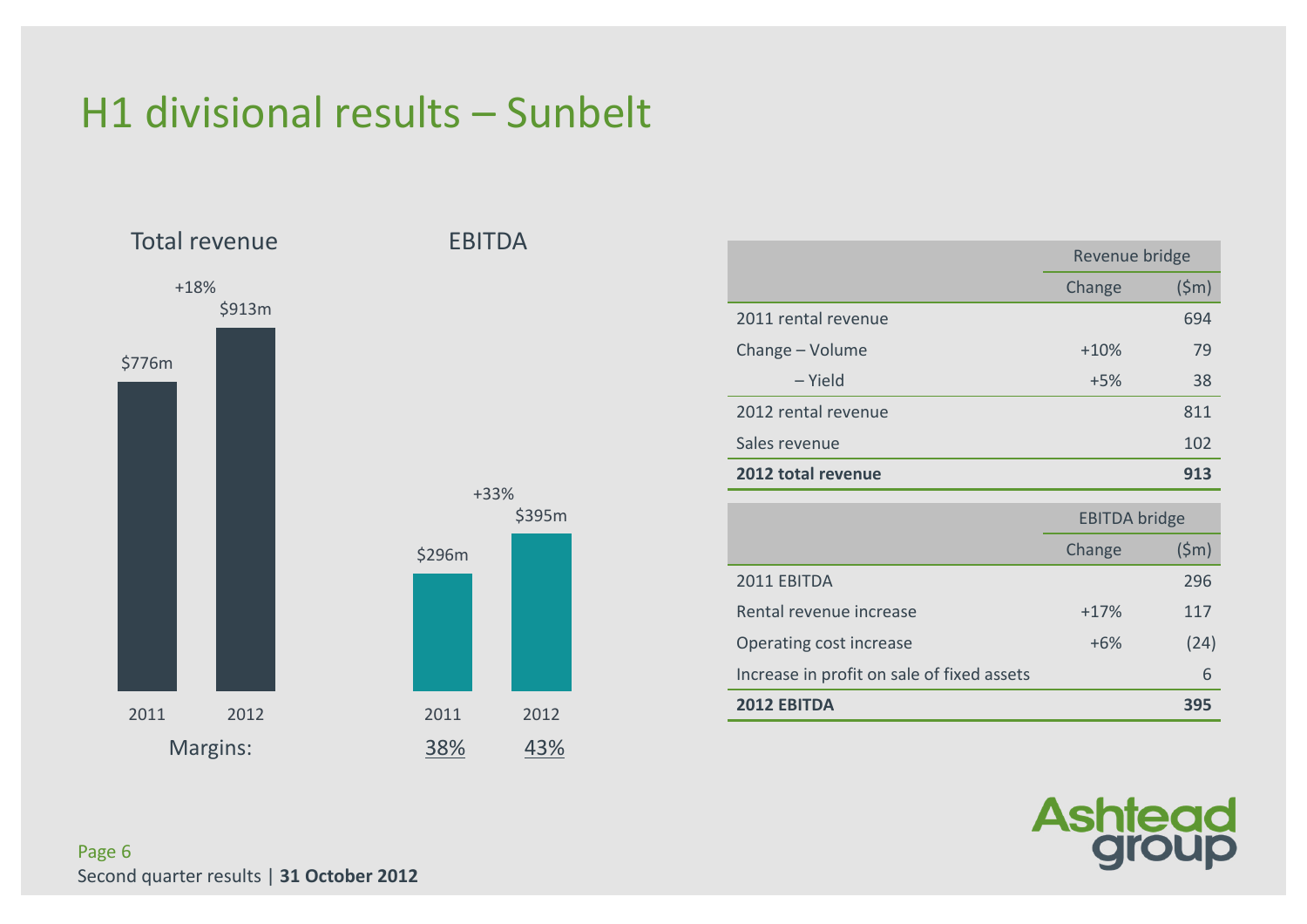# H1 divisional results – Sunbelt

**Total revenue**

| | 2011 | 2012 |
|---|---|---|
| Total revenue | \$776m | \$913m |

+18%

**EBITDA**

| | 2011 | 2012 |
|---|---|---|
| EBITDA | \$296m | \$395m |
| Margins: | 38% | 43% |

+33%

| | Revenue bridge | |
|---|---|---|
| | Change | (\$m) |
| 2011 rental revenue | | 694 |
| Change – Volume | +10% | 79 |
| – Yield | +5% | 38 |
| 2012 rental revenue | | 811 |
| Sales revenue | | 102 |
| **2012 total revenue** | | **913** |

| | EBITDA bridge | |
|---|---|---|
| | Change | (\$m) |
| 2011 EBITDA | | 296 |
| Rental revenue increase | +17% | 117 |
| Operating cost increase | +6% | (24) |
| Increase in profit on sale of fixed assets | | 6 |
| **2012 EBITDA** | | **395** |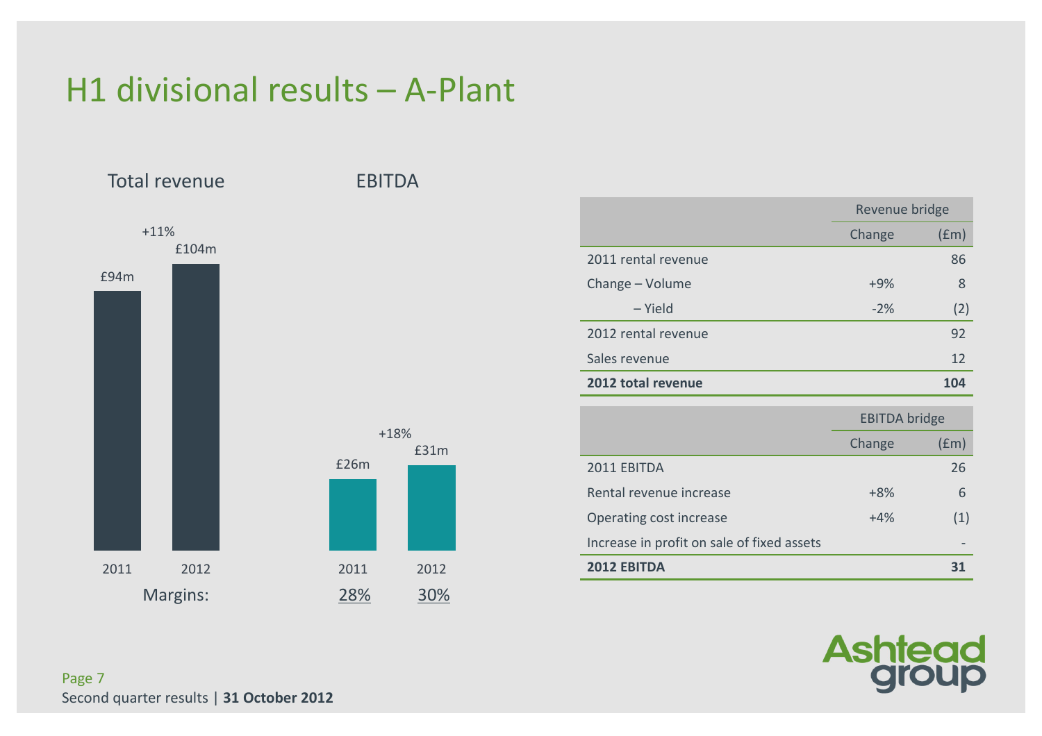# H1 divisional results – A-Plant

**Total revenue**

| | 2011 | 2012 |
|---|---|---|
| Total revenue | £94m | £104m |

+11%

**EBITDA**

| | 2011 | 2012 |
|---|---|---|
| EBITDA | £26m | £31m |
| Margins: | 28% | 30% |

+18%

| | Revenue bridge | |
|---|---|---|
| | Change | (£m) |
| 2011 rental revenue | | 86 |
| Change – Volume | +9% | 8 |
| – Yield | -2% | (2) |
| 2012 rental revenue | | 92 |
| Sales revenue | | 12 |
| **2012 total revenue** | | **104** |

| | EBITDA bridge | |
|---|---|---|
| | Change | (£m) |
| 2011 EBITDA | | 26 |
| Rental revenue increase | +8% | 6 |
| Operating cost increase | +4% | (1) |
| Increase in profit on sale of fixed assets | | - |
| **2012 EBITDA** | | **31** |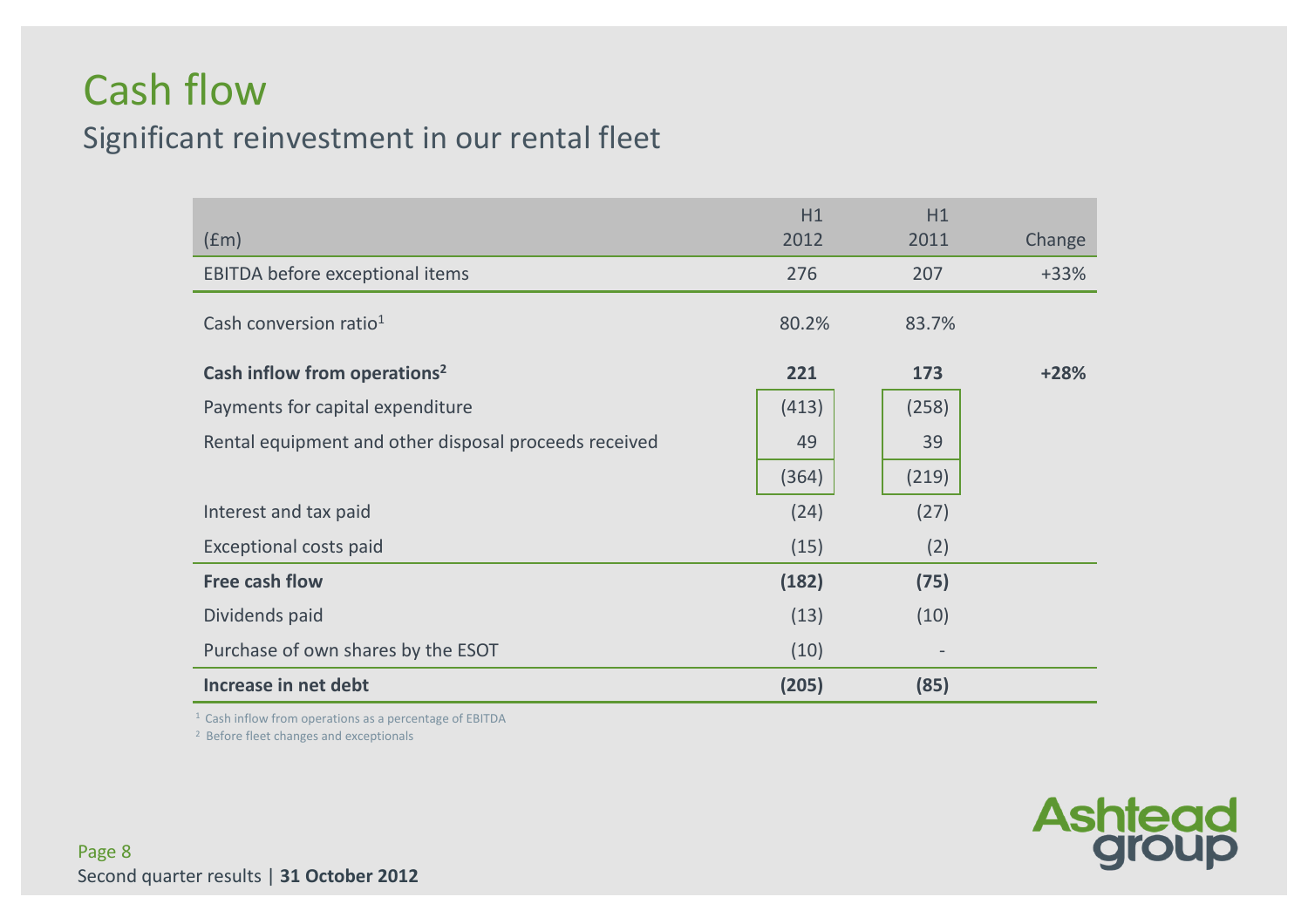# Cash flow

## Significant reinvestment in our rental fleet

| (£m) | H1 2012 | H1 2011 | Change |
|---|---|---|---|
| EBITDA before exceptional items | 276 | 207 | +33% |
| Cash conversion ratio[1] | 80.2% | 83.7% | |
| **Cash inflow from operations[2]** | **221** | **173** | **+28%** |
| Payments for capital expenditure | (413) | (258) | |
| Rental equipment and other disposal proceeds received | 49 | 39 | |
| | (364) | (219) | |
| Interest and tax paid | (24) | (27) | |
| Exceptional costs paid | (15) | (2) | |
| **Free cash flow** | **(182)** | **(75)** | |
| Dividends paid | (13) | (10) | |
| Purchase of own shares by the ESOT | (10) | - | |
| **Increase in net debt** | **(205)** | **(85)** | |

[1] Cash inflow from operations as a percentage of EBITDA

[2] Before fleet changes and exceptionals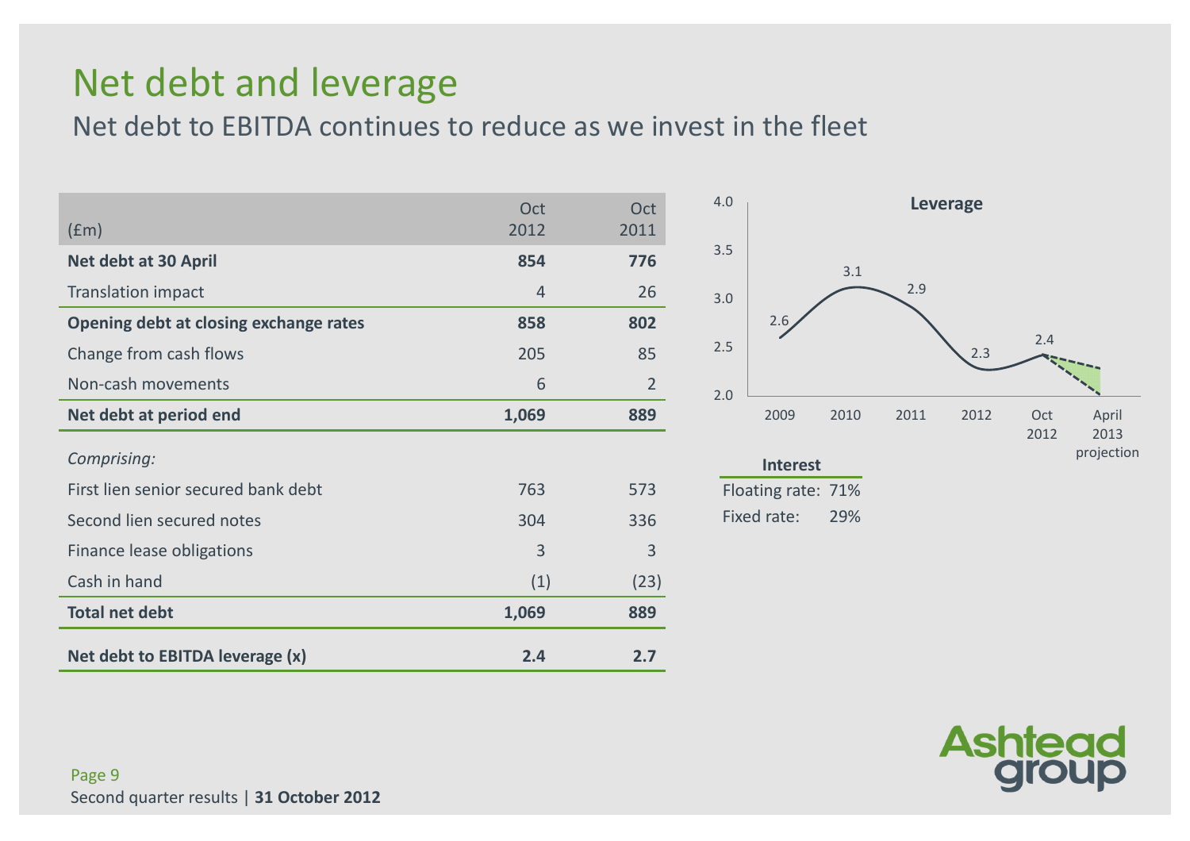# Net debt and leverage

## Net debt to EBITDA continues to reduce as we invest in the fleet

| (£m) | Oct 2012 | Oct 2011 |
|---|---|---|
| **Net debt at 30 April** | **854** | **776** |
| Translation impact | 4 | 26 |
| **Opening debt at closing exchange rates** | **858** | **802** |
| Change from cash flows | 205 | 85 |
| Non-cash movements | 6 | 2 |
| **Net debt at period end** | **1,069** | **889** |
| *Comprising:* | | |
| First lien senior secured bank debt | 763 | 573 |
| Second lien secured notes | 304 | 336 |
| Finance lease obligations | 3 | 3 |
| Cash in hand | (1) | (23) |
| **Total net debt** | **1,069** | **889** |
| **Net debt to EBITDA leverage (x)** | **2.4** | **2.7** |

**Leverage**

| 2009 | 2010 | 2011 | 2012 | Oct 2012 | April 2013 projection |
|---|---|---|---|---|---|
| 2.6 | 3.1 | 2.9 | 2.3 | 2.4 | |

**Interest**

Floating rate: 71%

Fixed rate: 29%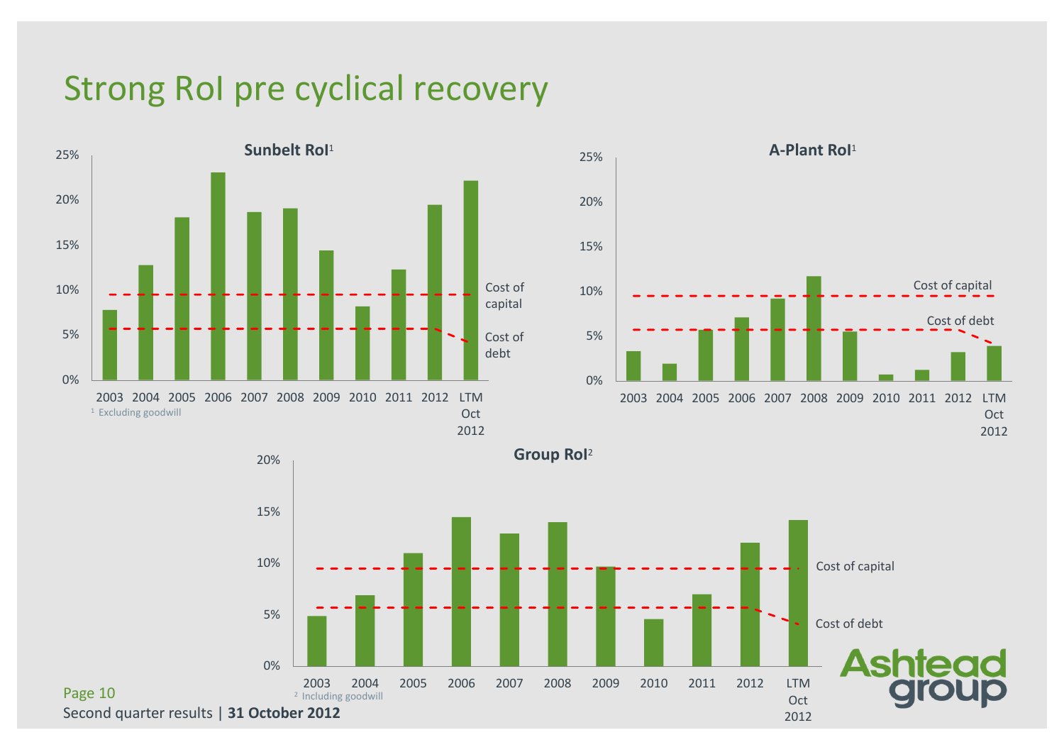# Strong RoI pre cyclical recovery

**Sunbelt RoI**[1]

Cost of capital

Cost of debt

2003 2004 2005 2006 2007 2008 2009 2010 2011 2012 LTM Oct 2012

[1] Excluding goodwill

**A-Plant RoI**[1]

Cost of capital

Cost of debt

2003 2004 2005 2006 2007 2008 2009 2010 2011 2012 LTM Oct 2012

**Group RoI**[2]

Cost of capital

Cost of debt

2003 2004 2005 2006 2007 2008 2009 2010 2011 2012 LTM Oct 2012

[2] Including goodwill

Second quarter results | **31 October 2012**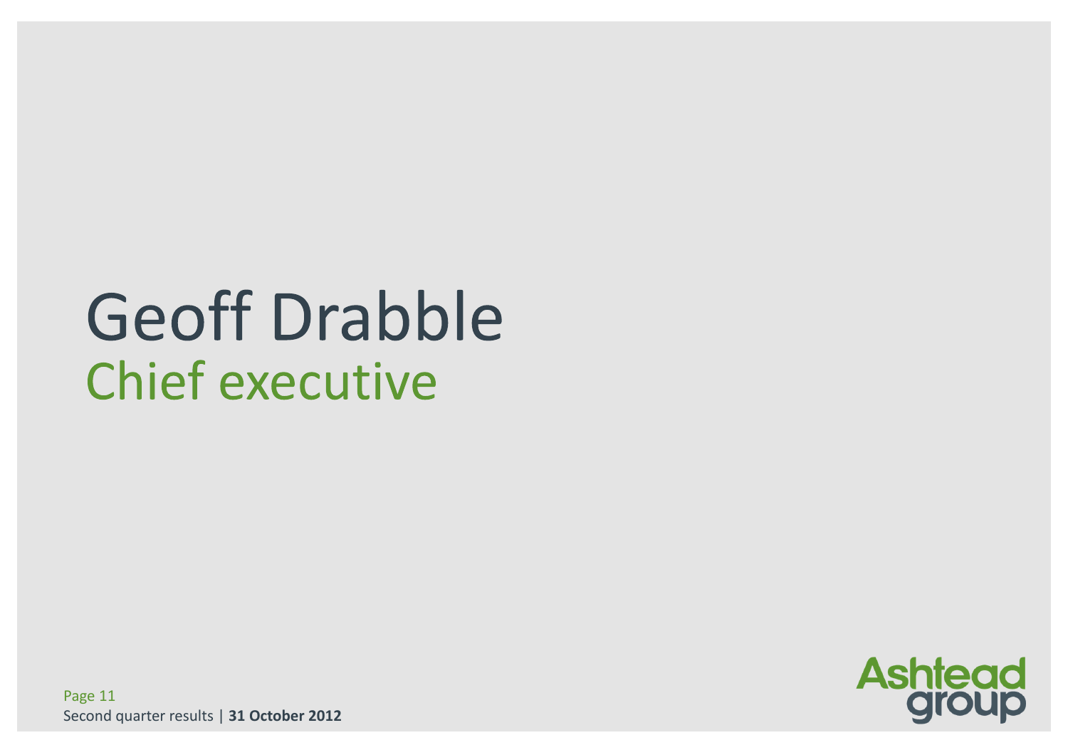# Geoff Drabble

## Chief executive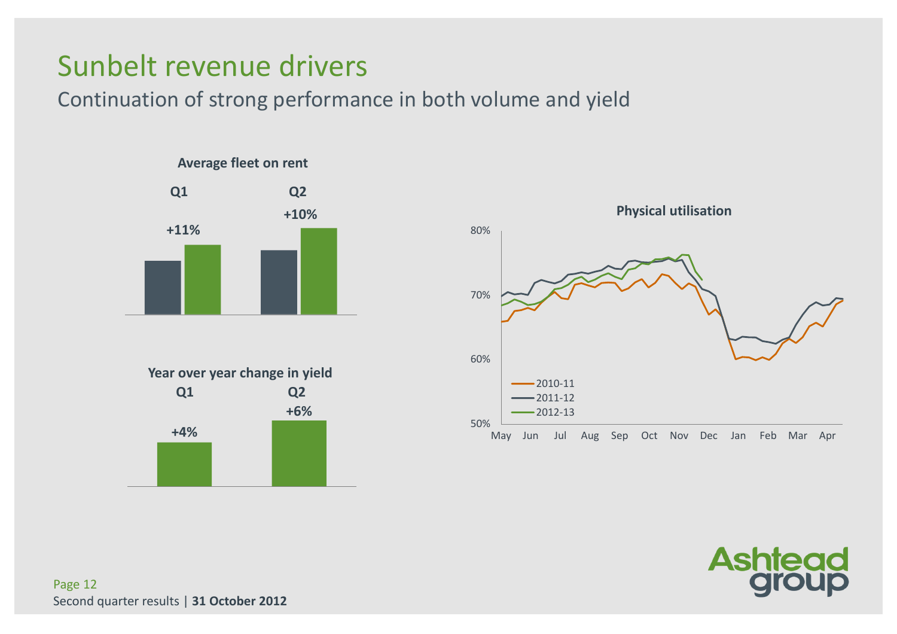# Sunbelt revenue drivers

## Continuation of strong performance in both volume and yield

**Average fleet on rent**

| | Q1 | Q2 |
|---|---|---|
| Change | +11% | +10% |

**Year over year change in yield**

| | Q1 | Q2 |
|---|---|---|
| Change | +4% | +6% |

**Physical utilisation**

80%
70%
60%
50%

May Jun Jul Aug Sep Oct Nov Dec Jan Feb Mar Apr

- 2010-11
- 2011-12
- 2012-13

Second quarter results | **31 October 2012**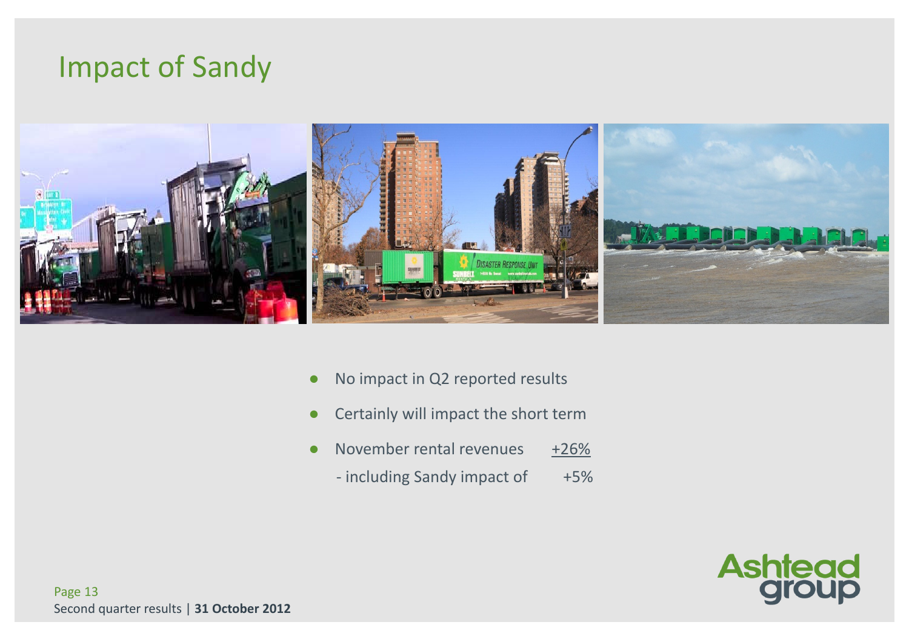# Impact of Sandy

- No impact in Q2 reported results
- Certainly will impact the short term
- November rental revenues +26%
  - including Sandy impact of +5%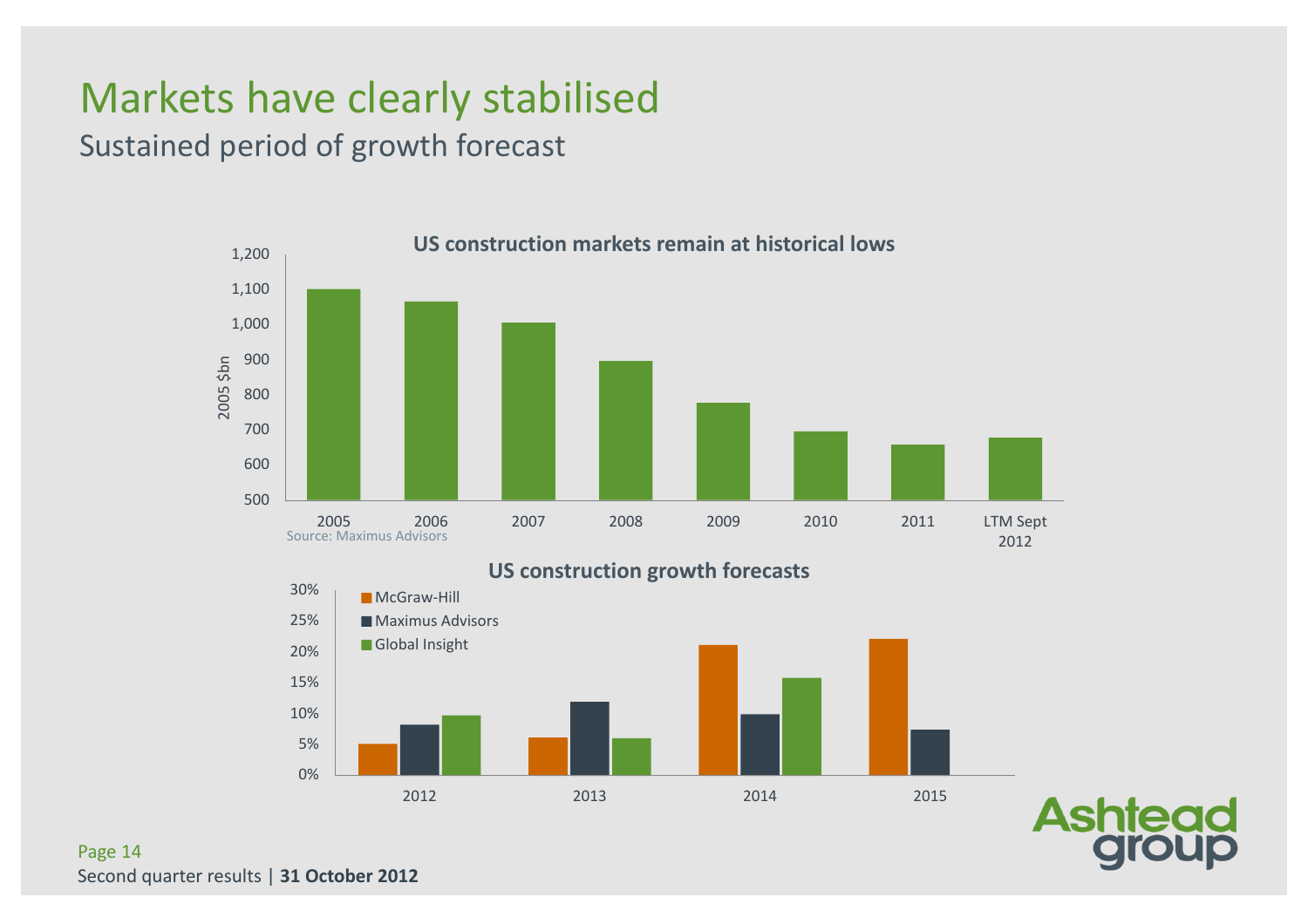# Markets have clearly stabilised

## Sustained period of growth forecast

**US construction markets remain at historical lows**

2005 $bn

| Year | 2005 $bn |
|---|---|
| 2005 | ~1,100 |
| 2006 | ~1,065 |
| 2007 | ~1,005 |
| 2008 | ~895 |
| 2009 | ~778 |
| 2010 | ~695 |
| 2011 | ~658 |
| LTM Sept 2012 | ~678 |

Source: Maximus Advisors

**US construction growth forecasts**

| Year | McGraw-Hill | Maximus Advisors | Global Insight |
|---|---|---|---|
| 2012 | ~5% | ~8% | ~10% |
| 2013 | ~6% | ~12% | ~6% |
| 2014 | ~21% | ~10% | ~16% |
| 2015 | ~22% | ~7% | |

Second quarter results | **31 October 2012**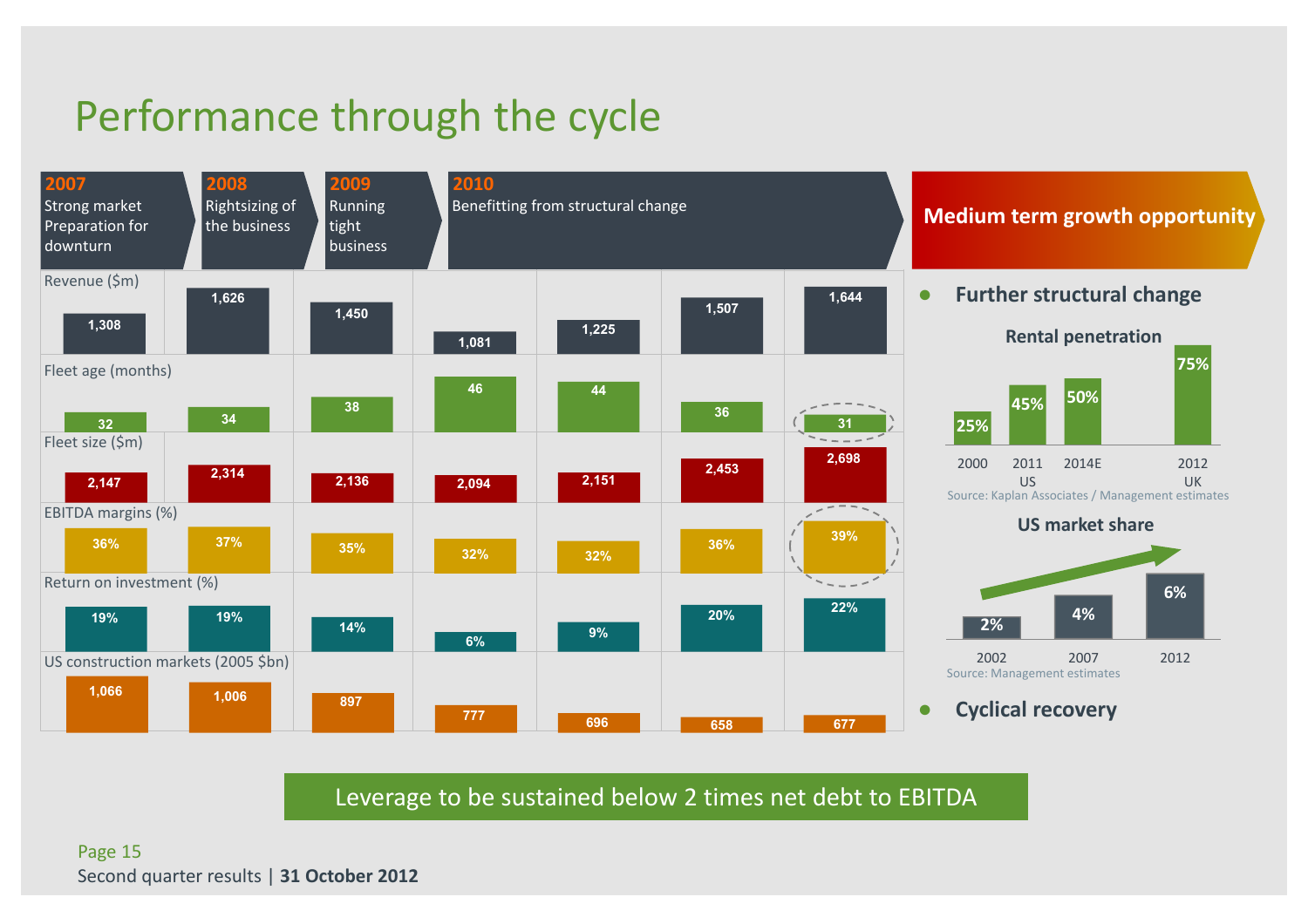# Performance through the cycle

| | 2007 Strong market Preparation for downturn | 2008 Rightsizing of the business | 2009 Running tight business | 2010 Benefitting from structural change | | | |
|---|---|---|---|---|---|---|---|
| Revenue ($m) | 1,308 | 1,626 | 1,450 | 1,081 | 1,225 | 1,507 | 1,644 |
| Fleet age (months) | 32 | 34 | 38 | 46 | 44 | 36 | 31 |
| Fleet size ($m) | 2,147 | 2,314 | 2,136 | 2,094 | 2,151 | 2,453 | 2,698 |
| EBITDA margins (%) | 36% | 37% | 35% | 32% | 32% | 36% | 39% |
| Return on investment (%) | 19% | 19% | 14% | 6% | 9% | 20% | 22% |
| US construction markets (2005 $bn) | 1,066 | 1,006 | 897 | 777 | 696 | 658 | 677 |

## Medium term growth opportunity

- **Further structural change**

**Rental penetration**

| 2000 | 2011 | 2014E | 2012 |
|---|---|---|---|
| 25% | 45% | 50% | 75% |
| US | | | UK |

Source: Kaplan Associates / Management estimates

**US market share**

| 2002 | 2007 | 2012 |
|---|---|---|
| 2% | 4% | 6% |

Source: Management estimates

- **Cyclical recovery**

Leverage to be sustained below 2 times net debt to EBITDA

Second quarter results | **31 October 2012**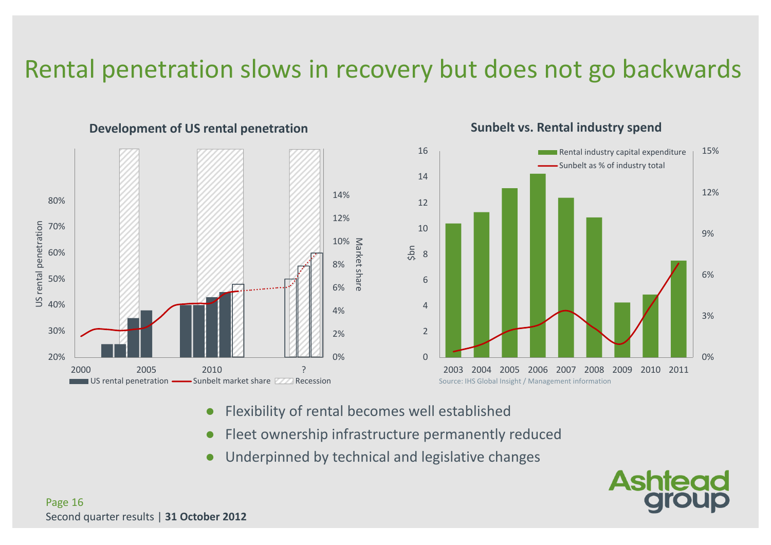# Rental penetration slows in recovery but does not go backwards

### Development of US rental penetration

US rental penetration (20%–80%) | Market share (0%–14%) | 2000, 2005, 2010, ?

US rental penetration — Sunbelt market share — Recession

### Sunbelt vs. Rental industry spend

$bn (0–16) | 0%–15% | 2003 2004 2005 2006 2007 2008 2009 2010 2011

Rental industry capital expenditure — Sunbelt as % of industry total

Source: IHS Global Insight / Management information

- Flexibility of rental becomes well established
- Fleet ownership infrastructure permanently reduced
- Underpinned by technical and legislative changes

Second quarter results | **31 October 2012**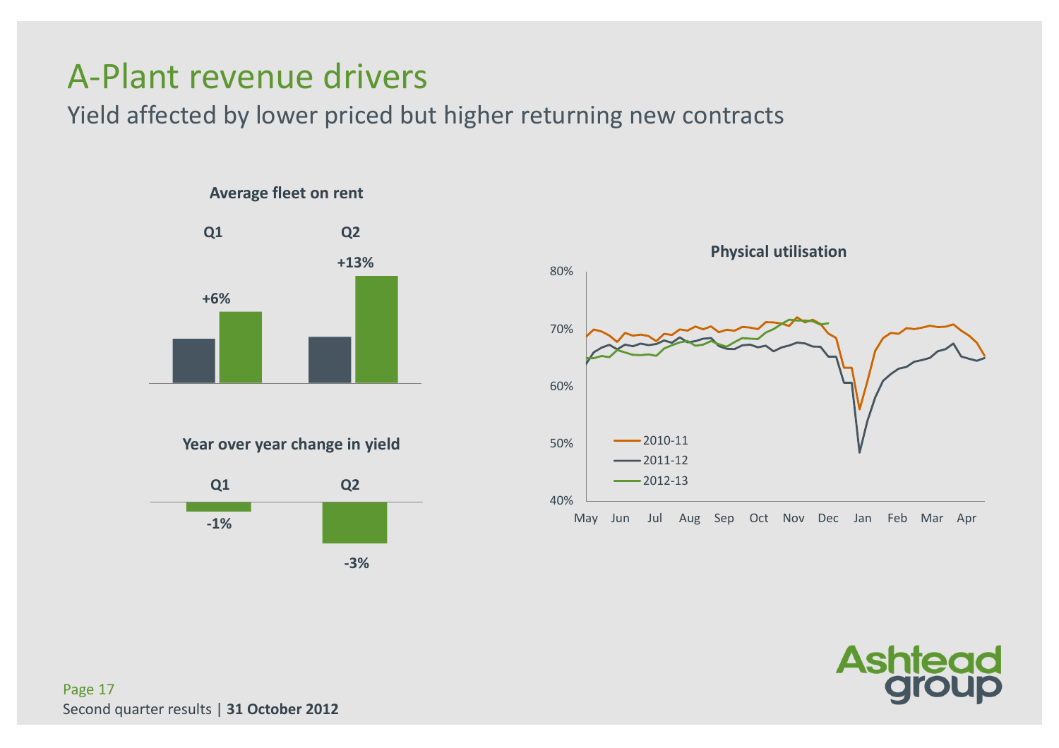# A-Plant revenue drivers

## Yield affected by lower priced but higher returning new contracts

**Average fleet on rent**

| | Q1 | Q2 |
|---|---|---|
| Change | +6% | +13% |

**Year over year change in yield**

| | Q1 | Q2 |
|---|---|---|
| Change | -1% | -3% |

**Physical utilisation**

80%
70%
60%
50%
40%

May Jun Jul Aug Sep Oct Nov Dec Jan Feb Mar Apr

- 2010-11
- 2011-12
- 2012-13

Second quarter results | **31 October 2012**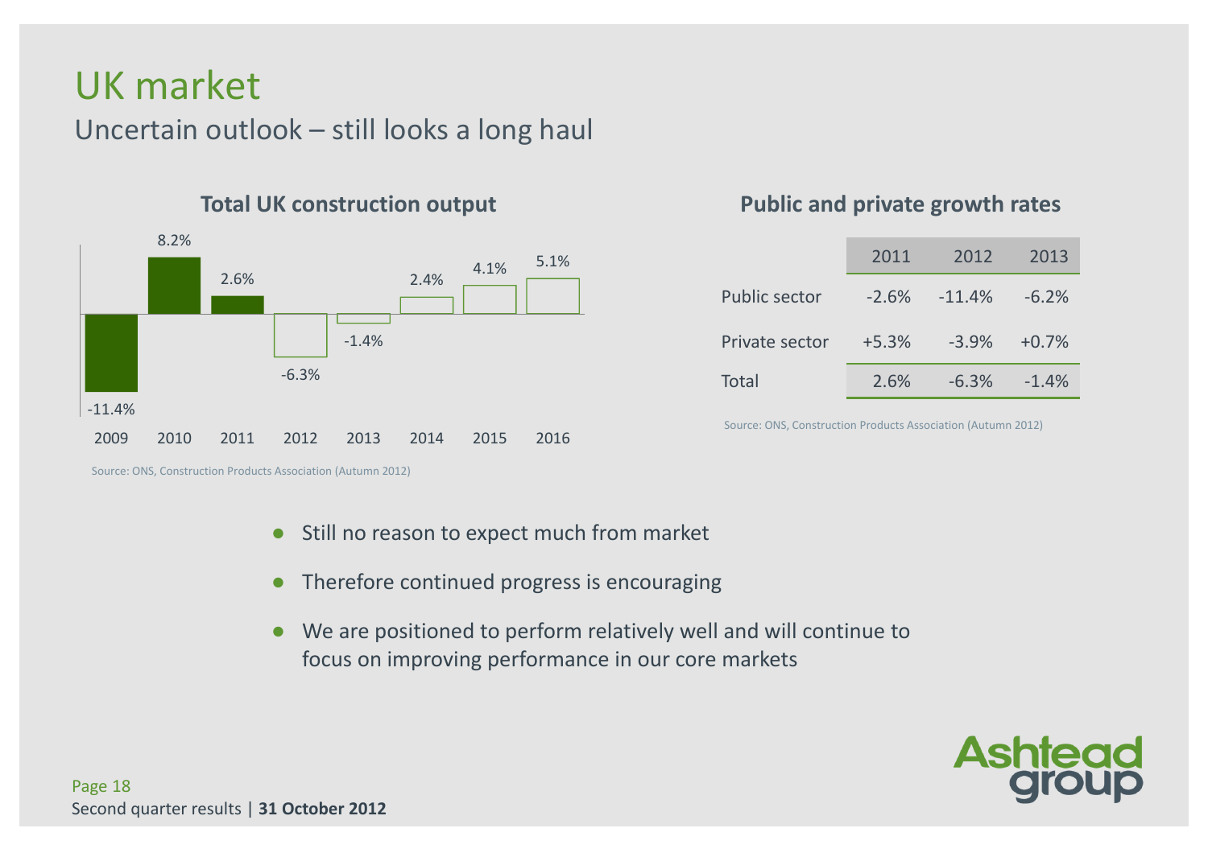# UK market

## Uncertain outlook – still looks a long haul

### Total UK construction output

| 2009 | 2010 | 2011 | 2012 | 2013 | 2014 | 2015 | 2016 |
|---|---|---|---|---|---|---|---|
| -11.4% | 8.2% | 2.6% | -6.3% | -1.4% | 2.4% | 4.1% | 5.1% |

Source: ONS, Construction Products Association (Autumn 2012)

### Public and private growth rates

| | 2011 | 2012 | 2013 |
|---|---|---|---|
| Public sector | -2.6% | -11.4% | -6.2% |
| Private sector | +5.3% | -3.9% | +0.7% |
| Total | 2.6% | -6.3% | -1.4% |

Source: ONS, Construction Products Association (Autumn 2012)

- Still no reason to expect much from market
- Therefore continued progress is encouraging
- We are positioned to perform relatively well and will continue to focus on improving performance in our core markets

Second quarter results | **31 October 2012**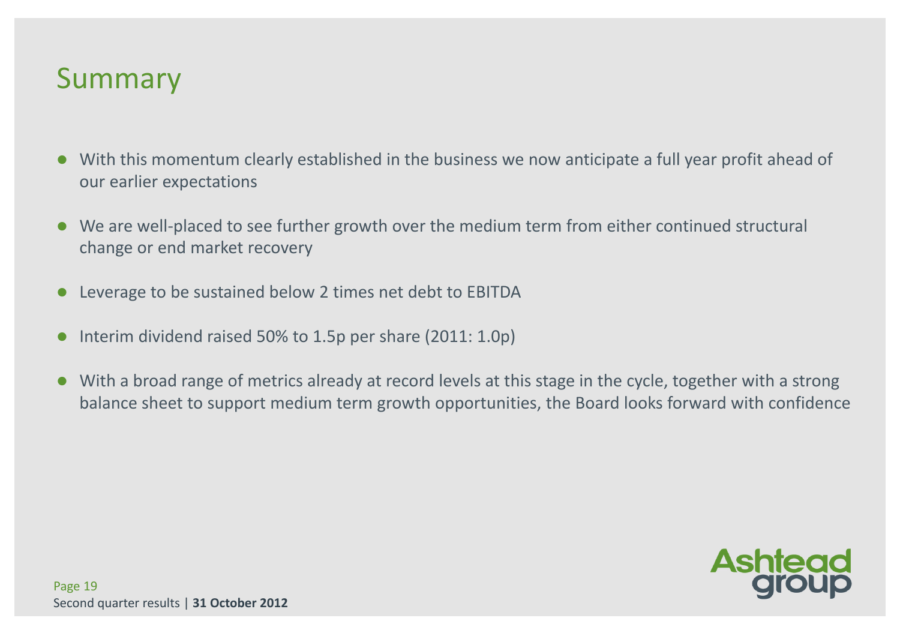# Summary

- With this momentum clearly established in the business we now anticipate a full year profit ahead of our earlier expectations
- We are well-placed to see further growth over the medium term from either continued structural change or end market recovery
- Leverage to be sustained below 2 times net debt to EBITDA
- Interim dividend raised 50% to 1.5p per share (2011: 1.0p)
- With a broad range of metrics already at record levels at this stage in the cycle, together with a strong balance sheet to support medium term growth opportunities, the Board looks forward with confidence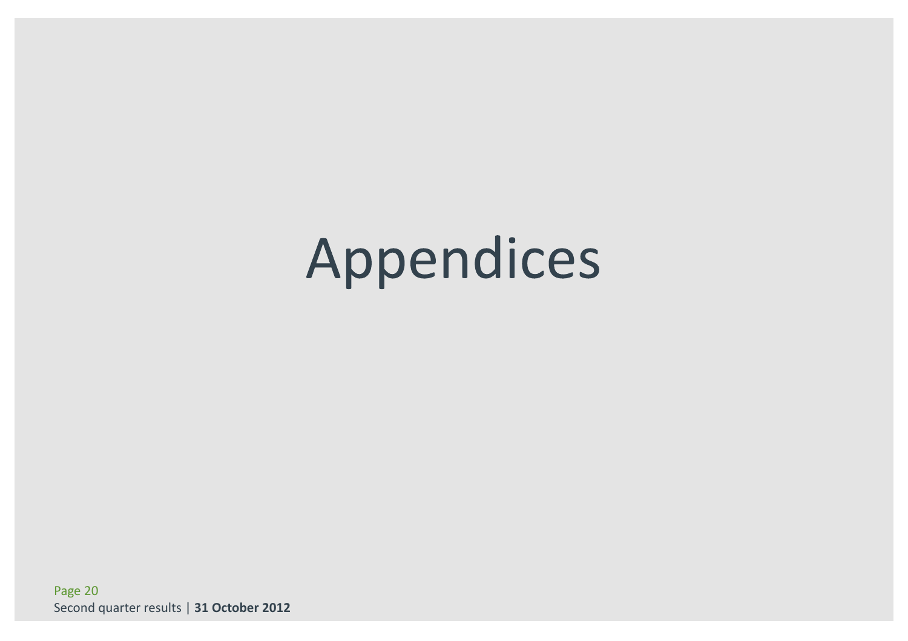# Appendices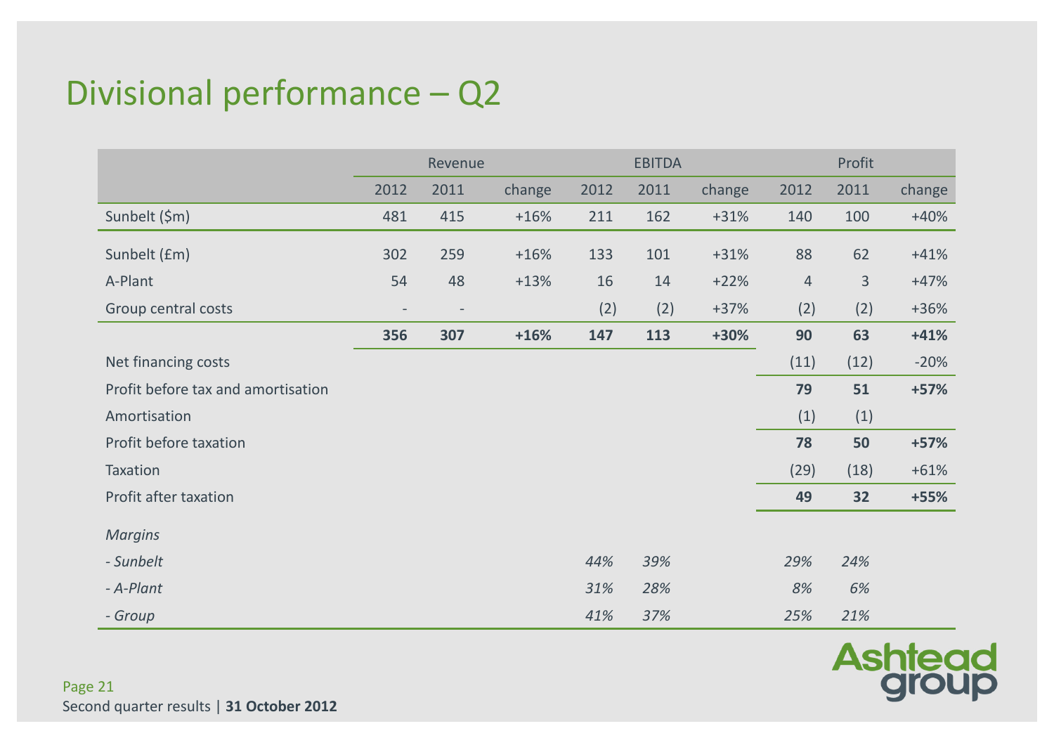# Divisional performance – Q2

| | Revenue | | | EBITDA | | | Profit | | |
|---|---|---|---|---|---|---|---|---|---|
| | 2012 | 2011 | change | 2012 | 2011 | change | 2012 | 2011 | change |
| Sunbelt ($m) | 481 | 415 | +16% | 211 | 162 | +31% | 140 | 100 | +40% |
| Sunbelt (£m) | 302 | 259 | +16% | 133 | 101 | +31% | 88 | 62 | +41% |
| A-Plant | 54 | 48 | +13% | 16 | 14 | +22% | 4 | 3 | +47% |
| Group central costs | - | - | | (2) | (2) | +37% | (2) | (2) | +36% |
| | **356** | **307** | **+16%** | **147** | **113** | **+30%** | **90** | **63** | **+41%** |
| Net financing costs | | | | | | | (11) | (12) | -20% |
| Profit before tax and amortisation | | | | | | | **79** | **51** | **+57%** |
| Amortisation | | | | | | | (1) | (1) | |
| Profit before taxation | | | | | | | **78** | **50** | **+57%** |
| Taxation | | | | | | | (29) | (18) | +61% |
| Profit after taxation | | | | | | | **49** | **32** | **+55%** |
| *Margins* | | | | | | | | | |
| *- Sunbelt* | | | | *44%* | *39%* | | *29%* | *24%* | |
| *- A-Plant* | | | | *31%* | *28%* | | *8%* | *6%* | |
| *- Group* | | | | *41%* | *37%* | | *25%* | *21%* | |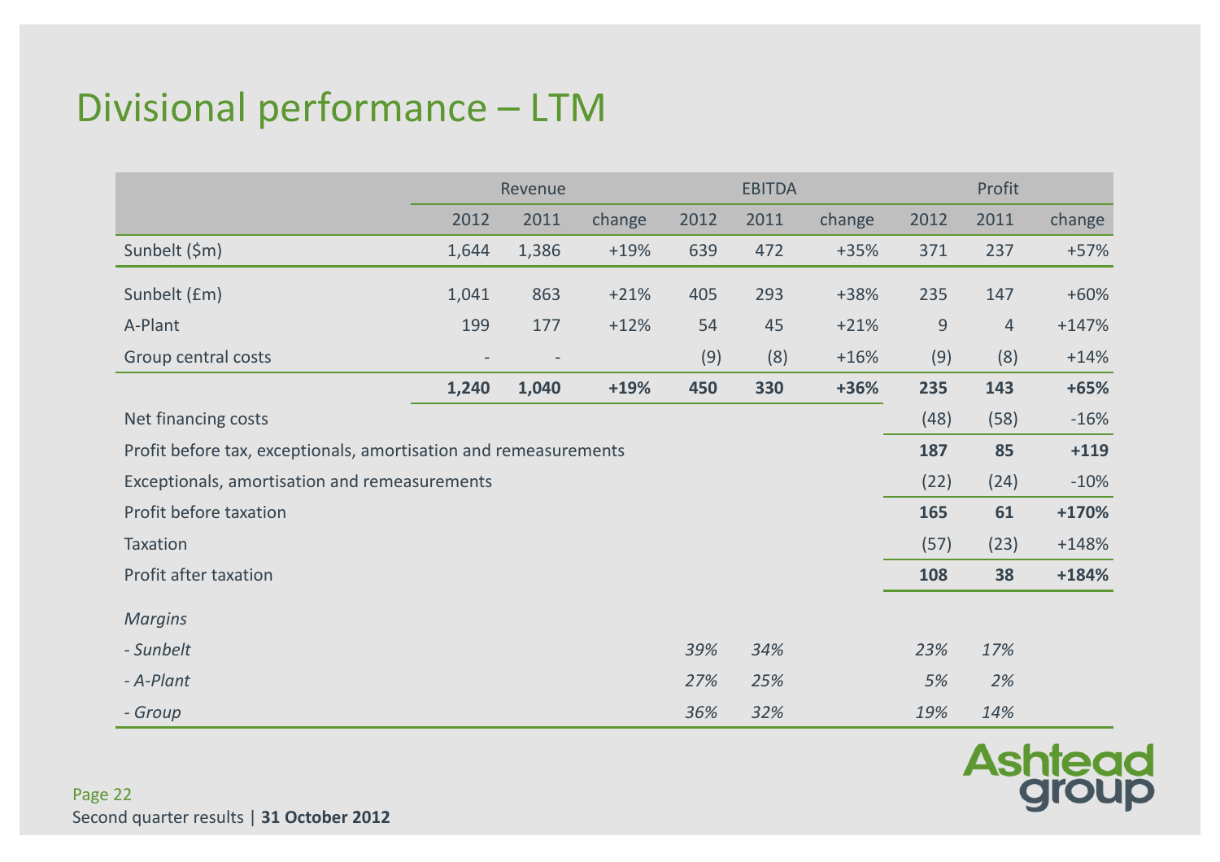# Divisional performance – LTM

| | Revenue | | | EBITDA | | | Profit | | |
|---|---|---|---|---|---|---|---|---|---|
| | 2012 | 2011 | change | 2012 | 2011 | change | 2012 | 2011 | change |
| Sunbelt ($m) | 1,644 | 1,386 | +19% | 639 | 472 | +35% | 371 | 237 | +57% |
| Sunbelt (£m) | 1,041 | 863 | +21% | 405 | 293 | +38% | 235 | 147 | +60% |
| A-Plant | 199 | 177 | +12% | 54 | 45 | +21% | 9 | 4 | +147% |
| Group central costs | - | - | | (9) | (8) | +16% | (9) | (8) | +14% |
| | **1,240** | **1,040** | **+19%** | **450** | **330** | **+36%** | **235** | **143** | **+65%** |
| Net financing costs | | | | | | | (48) | (58) | -16% |
| Profit before tax, exceptionals, amortisation and remeasurements | | | | | | | **187** | **85** | **+119** |
| Exceptionals, amortisation and remeasurements | | | | | | | (22) | (24) | -10% |
| Profit before taxation | | | | | | | **165** | **61** | **+170%** |
| Taxation | | | | | | | (57) | (23) | +148% |
| Profit after taxation | | | | | | | **108** | **38** | **+184%** |
| *Margins* | | | | | | | | | |
| *- Sunbelt* | | | | *39%* | *34%* | | *23%* | *17%* | |
| *- A-Plant* | | | | *27%* | *25%* | | *5%* | *2%* | |
| *- Group* | | | | *36%* | *32%* | | *19%* | *14%* | |

Second quarter results | **31 October 2012**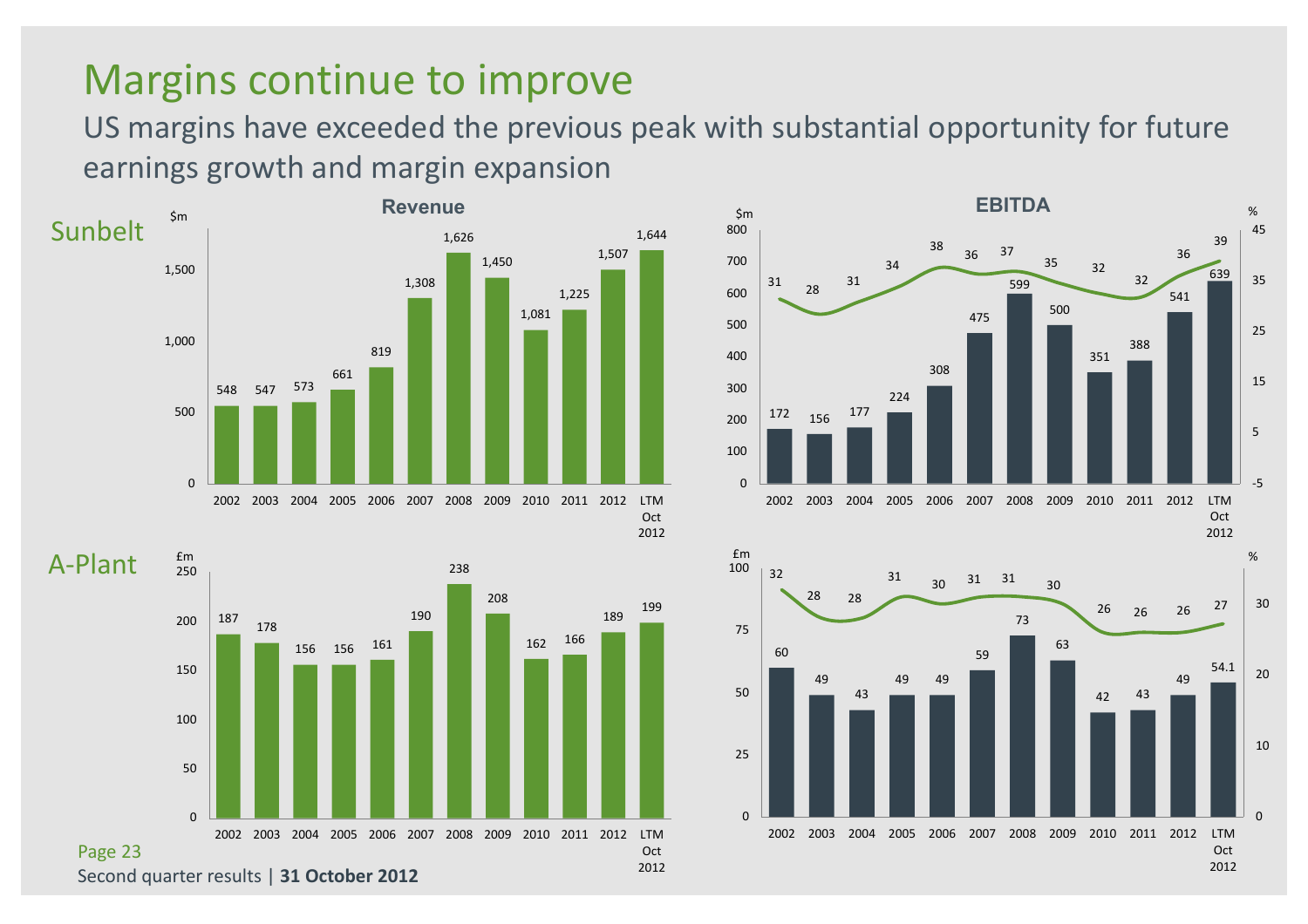# Margins continue to improve

US margins have exceeded the previous peak with substantial opportunity for future earnings growth and margin expansion

## Sunbelt

**Revenue** ($m)

| 2002 | 2003 | 2004 | 2005 | 2006 | 2007 | 2008 | 2009 | 2010 | 2011 | 2012 | LTM Oct 2012 |
|---|---|---|---|---|---|---|---|---|---|---|---|
| 548 | 547 | 573 | 661 | 819 | 1,308 | 1,626 | 1,450 | 1,081 | 1,225 | 1,507 | 1,644 |

**EBITDA** ($m, %)

| | 2002 | 2003 | 2004 | 2005 | 2006 | 2007 | 2008 | 2009 | 2010 | 2011 | 2012 | LTM Oct 2012 |
|---|---|---|---|---|---|---|---|---|---|---|---|---|
| EBITDA ($m) | 172 | 156 | 177 | 224 | 308 | 475 | 599 | 500 | 351 | 388 | 541 | 639 |
| Margin (%) | 31 | 28 | 31 | 34 | 38 | 36 | 37 | 35 | 32 | 32 | 36 | 39 |

## A-Plant

**Revenue** (£m)

| 2002 | 2003 | 2004 | 2005 | 2006 | 2007 | 2008 | 2009 | 2010 | 2011 | 2012 | LTM Oct 2012 |
|---|---|---|---|---|---|---|---|---|---|---|---|
| 187 | 178 | 156 | 156 | 161 | 190 | 238 | 208 | 162 | 166 | 189 | 199 |

**EBITDA** (£m, %)

| | 2002 | 2003 | 2004 | 2005 | 2006 | 2007 | 2008 | 2009 | 2010 | 2011 | 2012 | LTM Oct 2012 |
|---|---|---|---|---|---|---|---|---|---|---|---|---|
| EBITDA (£m) | 60 | 49 | 43 | 49 | 49 | 59 | 73 | 63 | 42 | 43 | 49 | 54.1 |
| Margin (%) | 32 | 28 | 28 | 31 | 30 | 31 | 31 | 30 | 26 | 26 | 26 | 27 |

Second quarter results | **31 October 2012**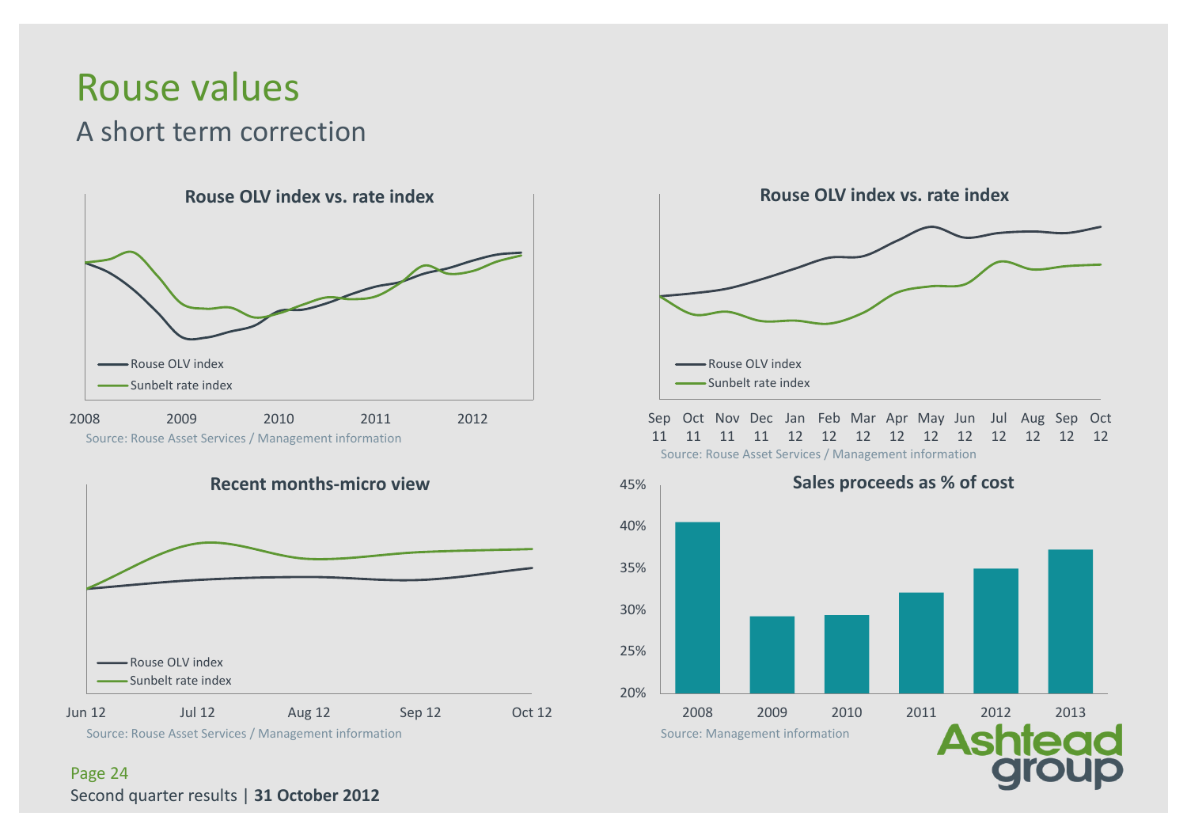# Rouse values

## A short term correction

**Rouse OLV index vs. rate index**

- Rouse OLV index
- Sunbelt rate index

2008 2009 2010 2011 2012

Source: Rouse Asset Services / Management information

**Rouse OLV index vs. rate index**

- Rouse OLV index
- Sunbelt rate index

Sep 11 Oct 11 Nov 11 Dec 11 Jan 12 Feb 12 Mar 12 Apr 12 May 12 Jun 12 Jul 12 Aug 12 Sep 12 Oct 12

Source: Rouse Asset Services / Management information

**Recent months-micro view**

- Rouse OLV index
- Sunbelt rate index

Jun 12 Jul 12 Aug 12 Sep 12 Oct 12

Source: Rouse Asset Services / Management information

**Sales proceeds as % of cost**

| Year | Sales proceeds as % of cost (approx.) |
|---|---|
| 2008 | 40.5% |
| 2009 | 29% |
| 2010 | 29% |
| 2011 | 32% |
| 2012 | 35% |
| 2013 | 37% |

Source: Management information

Second quarter results | **31 October 2012**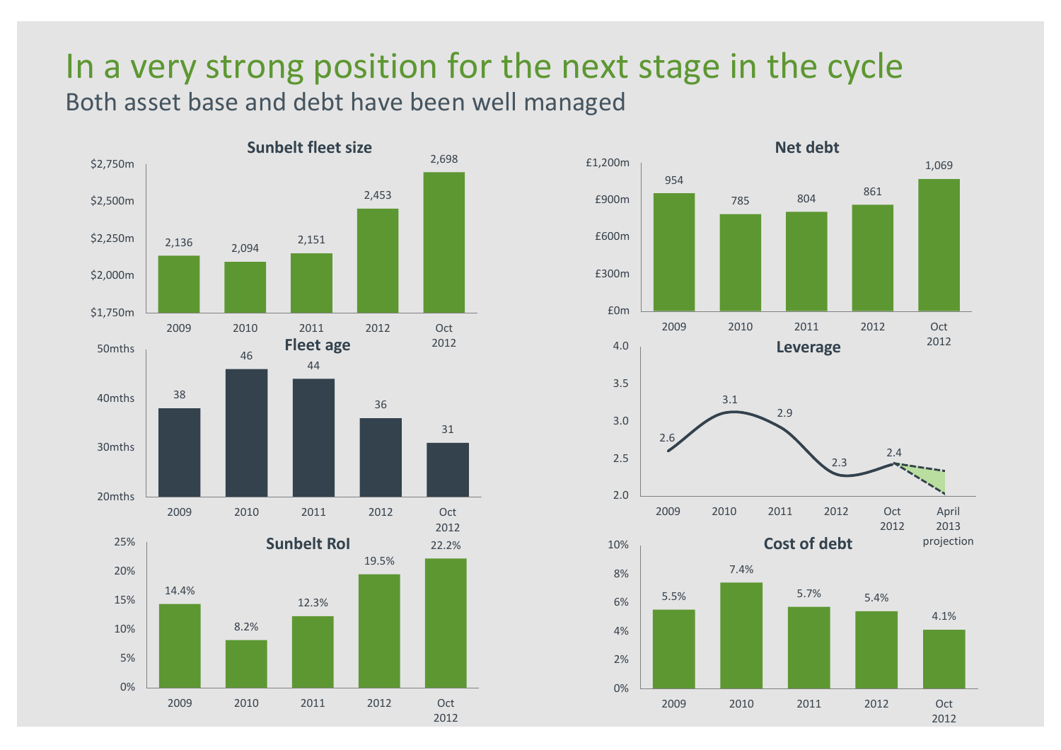# In a very strong position for the next stage in the cycle

## Both asset base and debt have been well managed

### Sunbelt fleet size

| | 2009 | 2010 | 2011 | 2012 | Oct 2012 |
|---|---|---|---|---|---|
| Sunbelt fleet size ($m) | 2,136 | 2,094 | 2,151 | 2,453 | 2,698 |

### Net debt

| | 2009 | 2010 | 2011 | 2012 | Oct 2012 |
|---|---|---|---|---|---|
| Net debt (£m) | 954 | 785 | 804 | 861 | 1,069 |

### Fleet age

| | 2009 | 2010 | 2011 | 2012 | Oct 2012 |
|---|---|---|---|---|---|
| Fleet age (mths) | 38 | 46 | 44 | 36 | 31 |

### Leverage

| | 2009 | 2010 | 2011 | 2012 | Oct 2012 | April 2013 projection |
|---|---|---|---|---|---|---|
| Leverage | 2.6 | 3.1 | 2.9 | 2.3 | 2.4 | |

### Sunbelt RoI

| | 2009 | 2010 | 2011 | 2012 | Oct 2012 |
|---|---|---|---|---|---|
| Sunbelt RoI | 14.4% | 8.2% | 12.3% | 19.5% | 22.2% |

### Cost of debt

| | 2009 | 2010 | 2011 | 2012 | Oct 2012 |
|---|---|---|---|---|---|
| Cost of debt | 5.5% | 7.4% | 5.7% | 5.4% | 4.1% |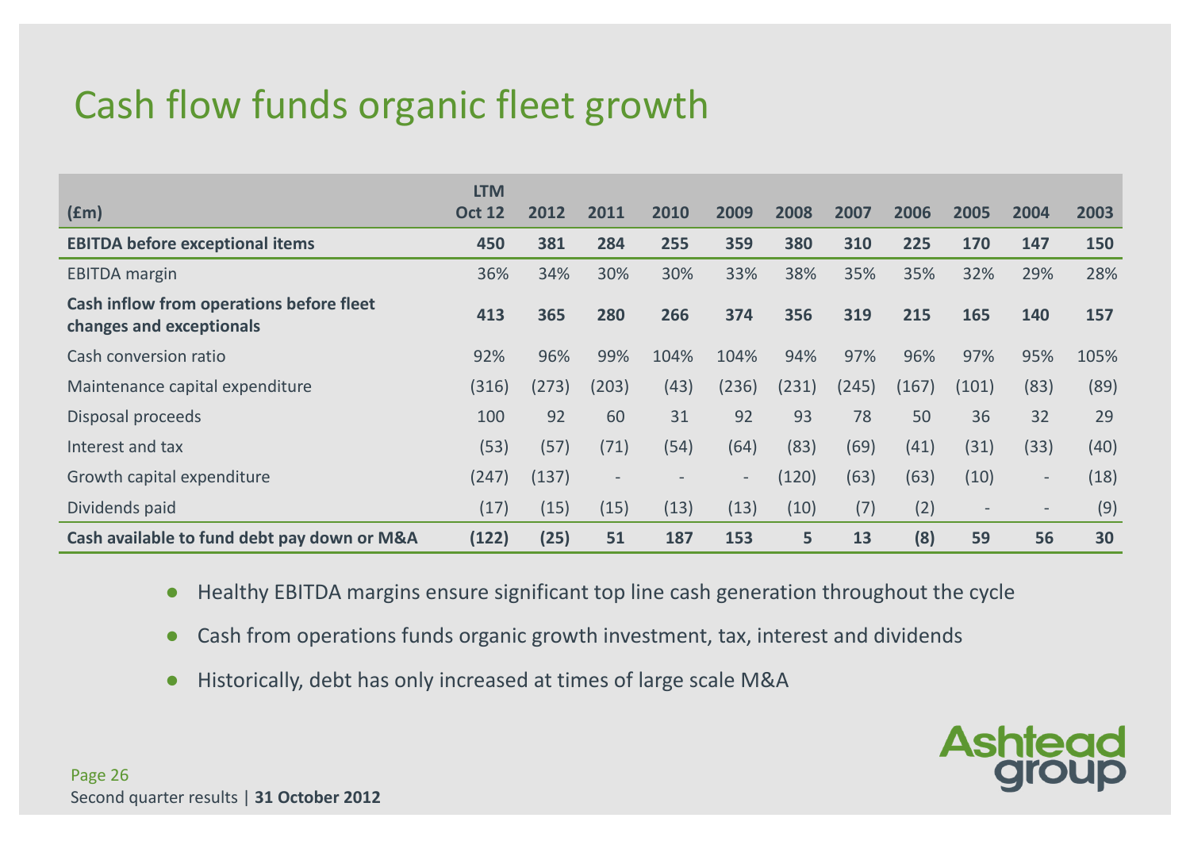# Cash flow funds organic fleet growth

| (£m) | LTM Oct 12 | 2012 | 2011 | 2010 | 2009 | 2008 | 2007 | 2006 | 2005 | 2004 | 2003 |
|---|---|---|---|---|---|---|---|---|---|---|---|
| **EBITDA before exceptional items** | **450** | **381** | **284** | **255** | **359** | **380** | **310** | **225** | **170** | **147** | **150** |
| EBITDA margin | 36% | 34% | 30% | 30% | 33% | 38% | 35% | 35% | 32% | 29% | 28% |
| **Cash inflow from operations before fleet changes and exceptionals** | **413** | **365** | **280** | **266** | **374** | **356** | **319** | **215** | **165** | **140** | **157** |
| Cash conversion ratio | 92% | 96% | 99% | 104% | 104% | 94% | 97% | 96% | 97% | 95% | 105% |
| Maintenance capital expenditure | (316) | (273) | (203) | (43) | (236) | (231) | (245) | (167) | (101) | (83) | (89) |
| Disposal proceeds | 100 | 92 | 60 | 31 | 92 | 93 | 78 | 50 | 36 | 32 | 29 |
| Interest and tax | (53) | (57) | (71) | (54) | (64) | (83) | (69) | (41) | (31) | (33) | (40) |
| Growth capital expenditure | (247) | (137) | - | - | - | (120) | (63) | (63) | (10) | - | (18) |
| Dividends paid | (17) | (15) | (15) | (13) | (13) | (10) | (7) | (2) | - | - | (9) |
| **Cash available to fund debt pay down or M&A** | **(122)** | **(25)** | **51** | **187** | **153** | **5** | **13** | **(8)** | **59** | **56** | **30** |

- Healthy EBITDA margins ensure significant top line cash generation throughout the cycle
- Cash from operations funds organic growth investment, tax, interest and dividends
- Historically, debt has only increased at times of large scale M&A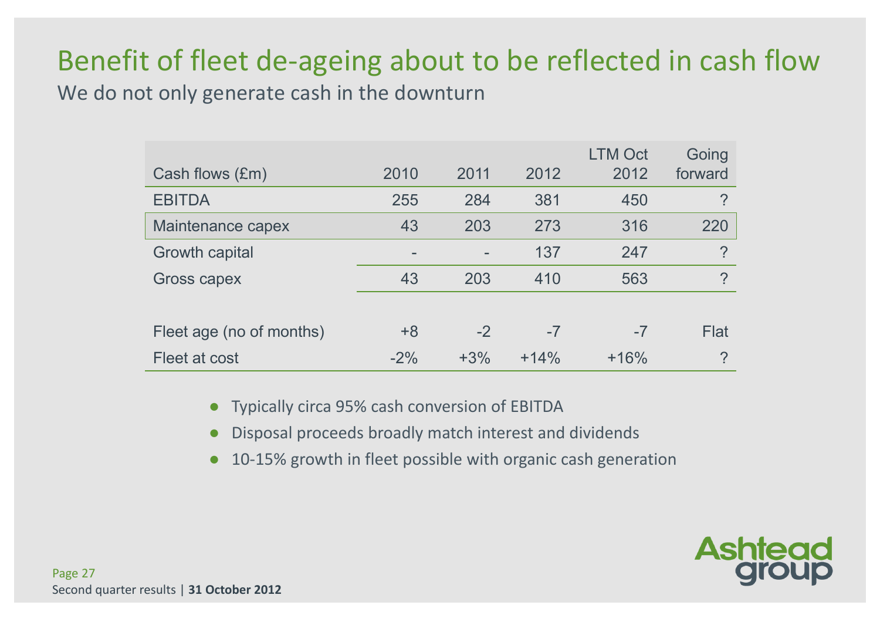# Benefit of fleet de-ageing about to be reflected in cash flow

## We do not only generate cash in the downturn

| Cash flows (£m) | 2010 | 2011 | 2012 | LTM Oct 2012 | Going forward |
|---|---|---|---|---|---|
| EBITDA | 255 | 284 | 381 | 450 | ? |
| Maintenance capex | 43 | 203 | 273 | 316 | 220 |
| Growth capital | - | - | 137 | 247 | ? |
| Gross capex | 43 | 203 | 410 | 563 | ? |
| | | | | | |
| Fleet age (no of months) | +8 | -2 | -7 | -7 | Flat |
| Fleet at cost | -2% | +3% | +14% | +16% | ? |

- Typically circa 95% cash conversion of EBITDA
- Disposal proceeds broadly match interest and dividends
- 10-15% growth in fleet possible with organic cash generation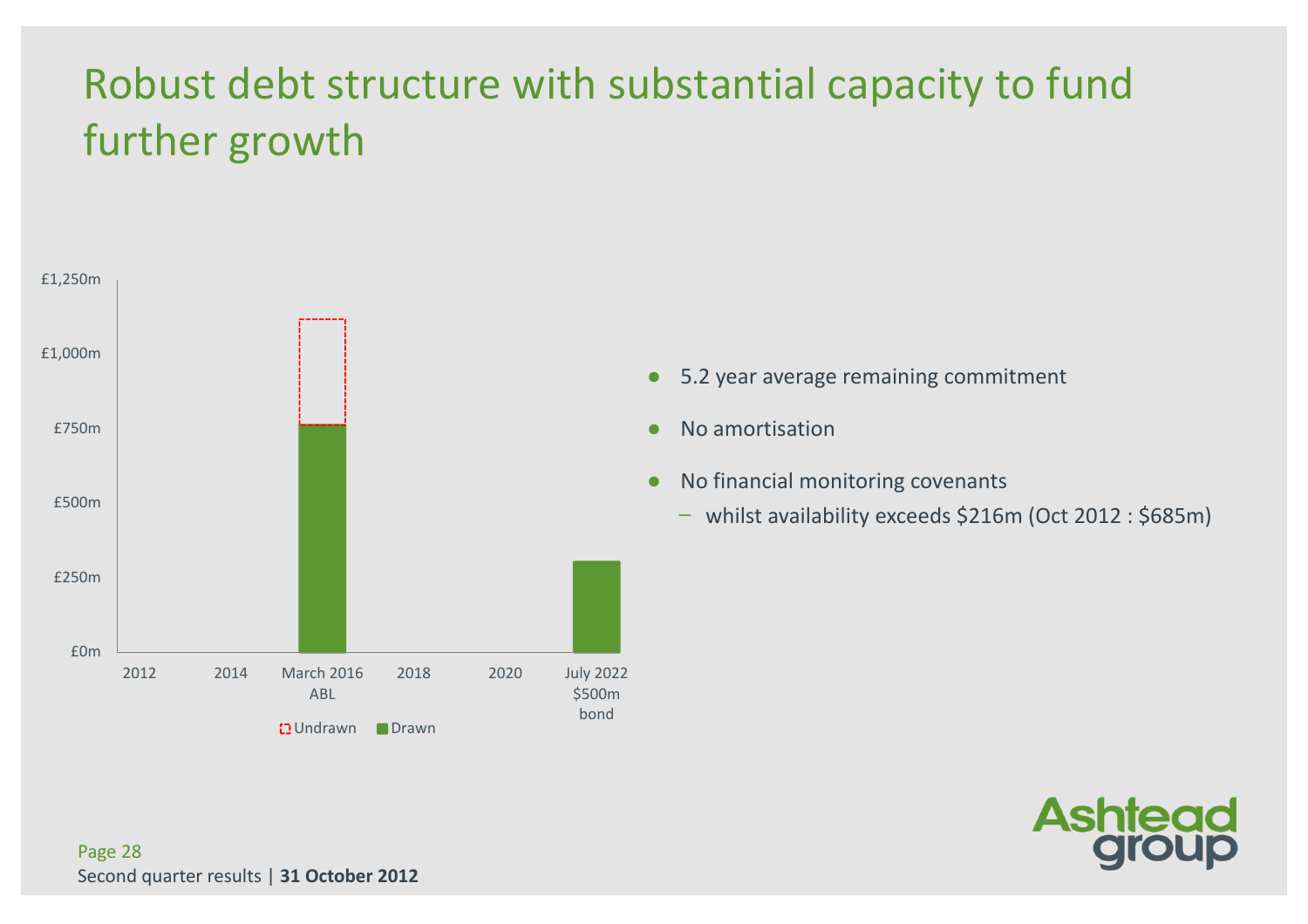# Robust debt structure with substantial capacity to fund further growth

£1,250m
£1,000m
£750m
£500m
£250m
£0m

2012 | 2014 | March 2016 ABL | 2018 | 2020 | July 2022 $500m bond

Undrawn | Drawn

- 5.2 year average remaining commitment
- No amortisation
- No financial monitoring covenants
  - whilst availability exceeds $216m (Oct 2012 : $685m)

Second quarter results | **31 October 2012**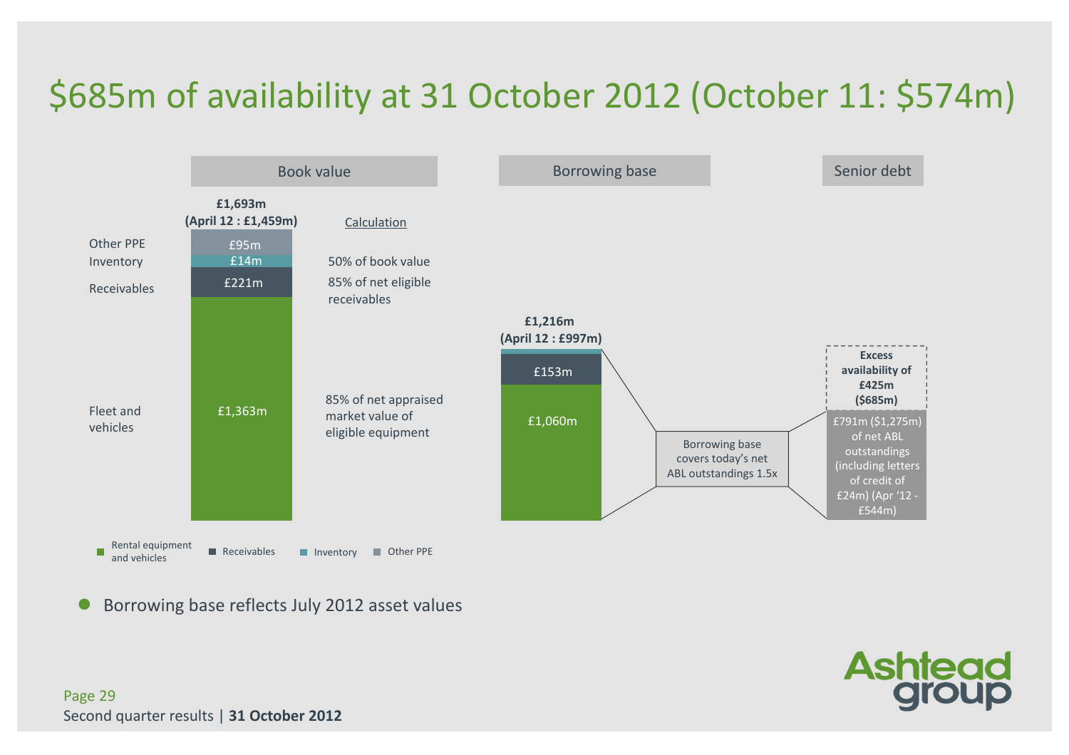# $685m of availability at 31 October 2012 (October 11: $574m)

| | Book value | Calculation | Borrowing base |
|---|---|---|---|
| | **£1,693m (April 12 : £1,459m)** | | **£1,216m (April 12 : £997m)** |
| Other PPE | £95m | 50% of book value | |
| Inventory | £14m | | |
| Receivables | £221m | 85% of net eligible receivables | £153m |
| Fleet and vehicles | £1,363m | 85% of net appraised market value of eligible equipment | £1,060m |

Legend: Rental equipment and vehicles, Receivables, Inventory, Other PPE

Borrowing base covers today's net ABL outstandings 1.5x

**Senior debt**

- **Excess availability of £425m ($685m)**
- £791m ($1,275m) of net ABL outstandings (including letters of credit of £24m) (Apr '12 - £544m)

- Borrowing base reflects July 2012 asset values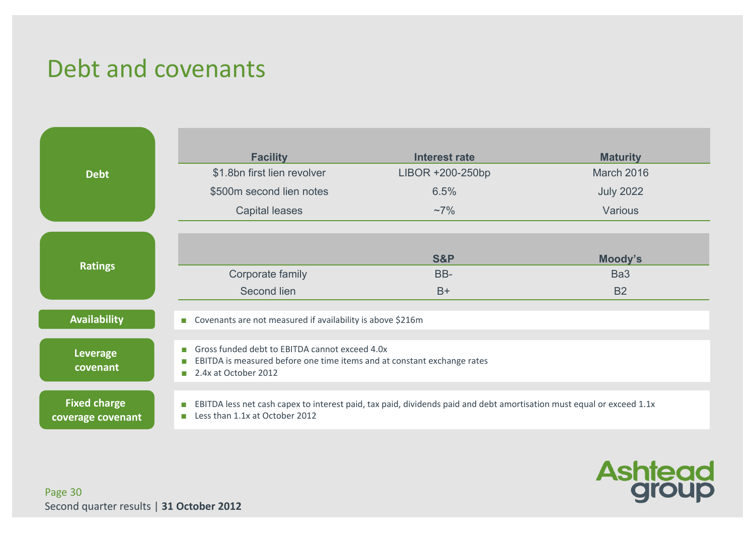# Debt and covenants

**Debt**

| Facility | Interest rate | Maturity |
|---|---|---|
| $1.8bn first lien revolver | LIBOR +200-250bp | March 2016 |
| $500m second lien notes | 6.5% | July 2022 |
| Capital leases | ~7% | Various |

**Ratings**

| | S&P | Moody's |
|---|---|---|
| Corporate family | BB- | Ba3 |
| Second lien | B+ | B2 |

**Availability**

- Covenants are not measured if availability is above $216m

**Leverage covenant**

- Gross funded debt to EBITDA cannot exceed 4.0x
- EBITDA is measured before one time items and at constant exchange rates
- 2.4x at October 2012

**Fixed charge coverage covenant**

- EBITDA less net cash capex to interest paid, tax paid, dividends paid and debt amortisation must equal or exceed 1.1x
- Less than 1.1x at October 2012